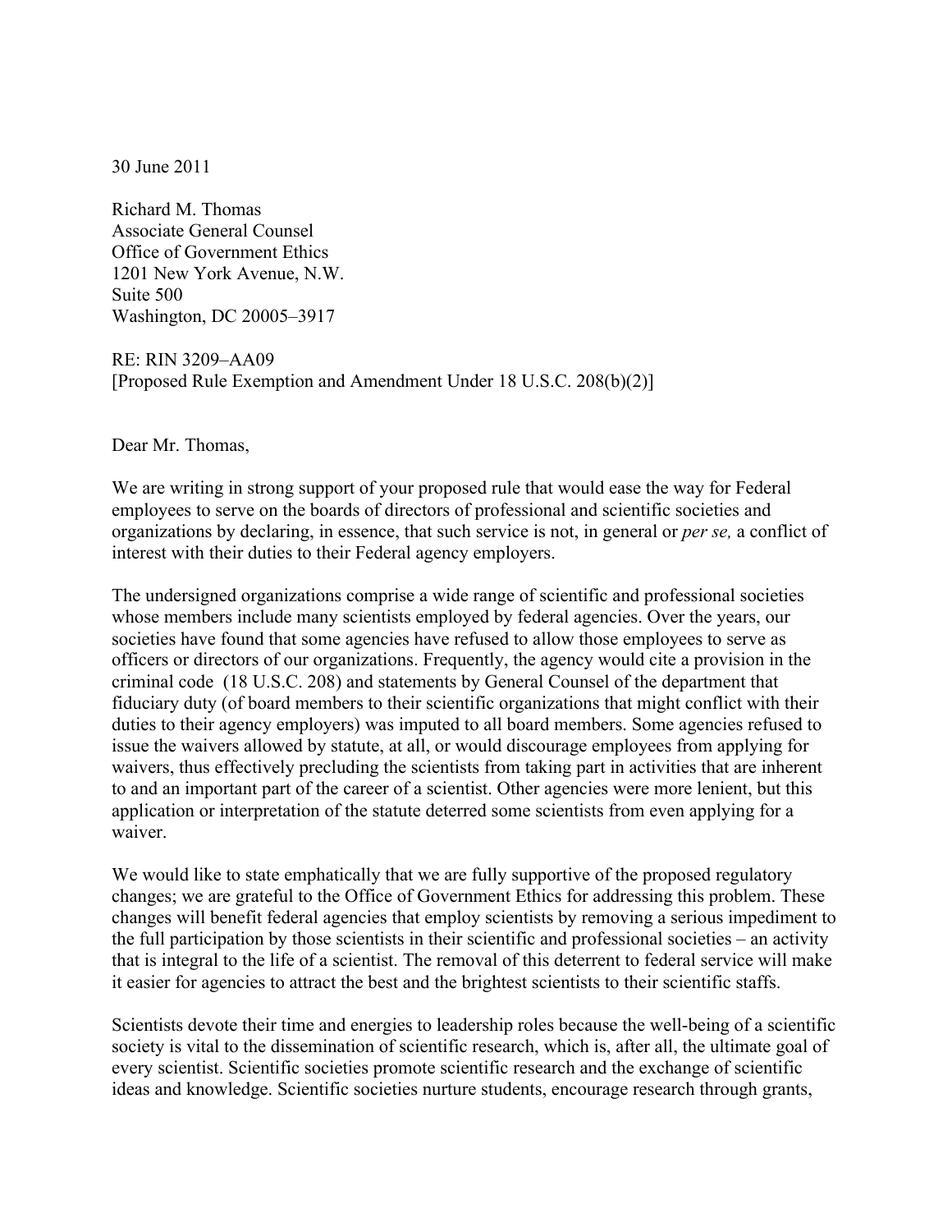30 June 2011

Richard M. Thomas
Associate General Counsel
Office of Government Ethics
1201 New York Avenue, N.W.
Suite 500
Washington, DC 20005–3917

RE: RIN 3209–AA09
[Proposed Rule Exemption and Amendment Under 18 U.S.C. 208(b)(2)]

Dear Mr. Thomas,

We are writing in strong support of your proposed rule that would ease the way for Federal employees to serve on the boards of directors of professional and scientific societies and organizations by declaring, in essence, that such service is not, in general or *per se,* a conflict of interest with their duties to their Federal agency employers.

The undersigned organizations comprise a wide range of scientific and professional societies whose members include many scientists employed by federal agencies. Over the years, our societies have found that some agencies have refused to allow those employees to serve as officers or directors of our organizations. Frequently, the agency would cite a provision in the criminal code (18 U.S.C. 208) and statements by General Counsel of the department that fiduciary duty (of board members to their scientific organizations that might conflict with their duties to their agency employers) was imputed to all board members. Some agencies refused to issue the waivers allowed by statute, at all, or would discourage employees from applying for waivers, thus effectively precluding the scientists from taking part in activities that are inherent to and an important part of the career of a scientist. Other agencies were more lenient, but this application or interpretation of the statute deterred some scientists from even applying for a waiver.

We would like to state emphatically that we are fully supportive of the proposed regulatory changes; we are grateful to the Office of Government Ethics for addressing this problem. These changes will benefit federal agencies that employ scientists by removing a serious impediment to the full participation by those scientists in their scientific and professional societies – an activity that is integral to the life of a scientist. The removal of this deterrent to federal service will make it easier for agencies to attract the best and the brightest scientists to their scientific staffs.

Scientists devote their time and energies to leadership roles because the well-being of a scientific society is vital to the dissemination of scientific research, which is, after all, the ultimate goal of every scientist. Scientific societies promote scientific research and the exchange of scientific ideas and knowledge. Scientific societies nurture students, encourage research through grants,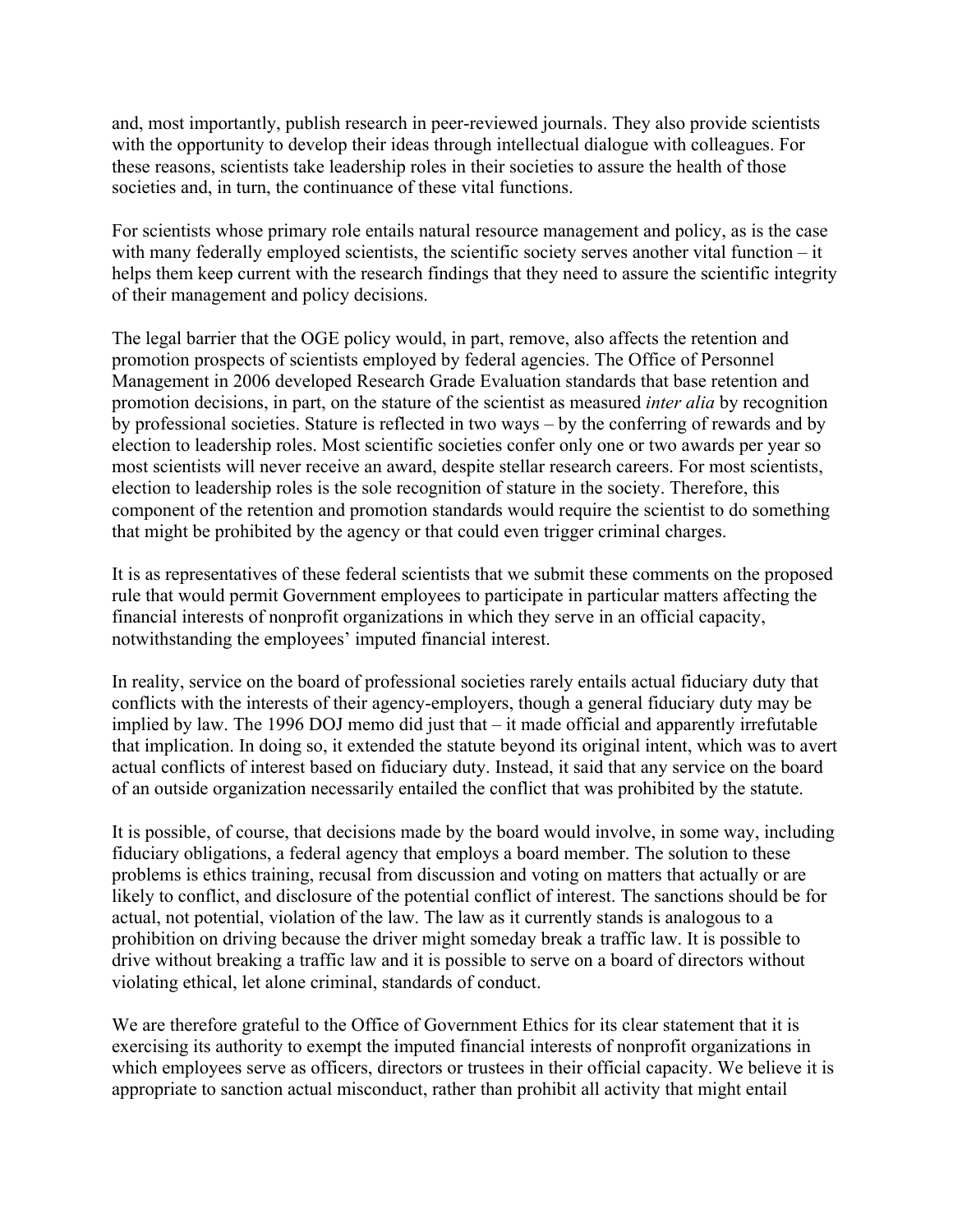and, most importantly, publish research in peer-reviewed journals. They also provide scientists with the opportunity to develop their ideas through intellectual dialogue with colleagues. For these reasons, scientists take leadership roles in their societies to assure the health of those societies and, in turn, the continuance of these vital functions.

For scientists whose primary role entails natural resource management and policy, as is the case with many federally employed scientists, the scientific society serves another vital function – it helps them keep current with the research findings that they need to assure the scientific integrity of their management and policy decisions.

The legal barrier that the OGE policy would, in part, remove, also affects the retention and promotion prospects of scientists employed by federal agencies. The Office of Personnel Management in 2006 developed Research Grade Evaluation standards that base retention and promotion decisions, in part, on the stature of the scientist as measured *inter alia* by recognition by professional societies. Stature is reflected in two ways – by the conferring of rewards and by election to leadership roles. Most scientific societies confer only one or two awards per year so most scientists will never receive an award, despite stellar research careers. For most scientists, election to leadership roles is the sole recognition of stature in the society. Therefore, this component of the retention and promotion standards would require the scientist to do something that might be prohibited by the agency or that could even trigger criminal charges.

It is as representatives of these federal scientists that we submit these comments on the proposed rule that would permit Government employees to participate in particular matters affecting the financial interests of nonprofit organizations in which they serve in an official capacity, notwithstanding the employees' imputed financial interest.

In reality, service on the board of professional societies rarely entails actual fiduciary duty that conflicts with the interests of their agency-employers, though a general fiduciary duty may be implied by law. The 1996 DOJ memo did just that – it made official and apparently irrefutable that implication. In doing so, it extended the statute beyond its original intent, which was to avert actual conflicts of interest based on fiduciary duty. Instead, it said that any service on the board of an outside organization necessarily entailed the conflict that was prohibited by the statute.

It is possible, of course, that decisions made by the board would involve, in some way, including fiduciary obligations, a federal agency that employs a board member. The solution to these problems is ethics training, recusal from discussion and voting on matters that actually or are likely to conflict, and disclosure of the potential conflict of interest. The sanctions should be for actual, not potential, violation of the law. The law as it currently stands is analogous to a prohibition on driving because the driver might someday break a traffic law. It is possible to drive without breaking a traffic law and it is possible to serve on a board of directors without violating ethical, let alone criminal, standards of conduct.

We are therefore grateful to the Office of Government Ethics for its clear statement that it is exercising its authority to exempt the imputed financial interests of nonprofit organizations in which employees serve as officers, directors or trustees in their official capacity. We believe it is appropriate to sanction actual misconduct, rather than prohibit all activity that might entail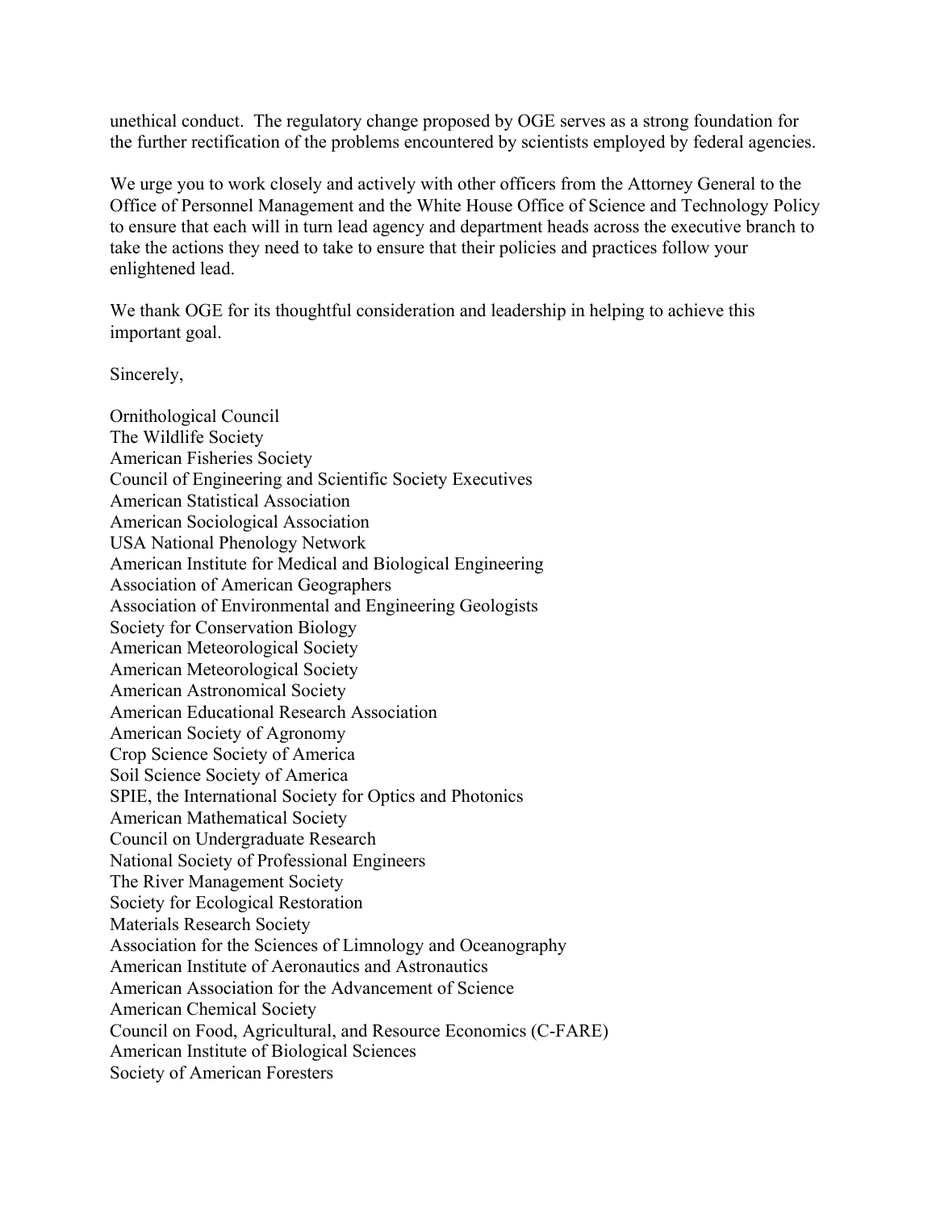unethical conduct. The regulatory change proposed by OGE serves as a strong foundation for the further rectification of the problems encountered by scientists employed by federal agencies.

We urge you to work closely and actively with other officers from the Attorney General to the Office of Personnel Management and the White House Office of Science and Technology Policy to ensure that each will in turn lead agency and department heads across the executive branch to take the actions they need to take to ensure that their policies and practices follow your enlightened lead.

We thank OGE for its thoughtful consideration and leadership in helping to achieve this important goal.

Sincerely,

Ornithological Council  
The Wildlife Society  
American Fisheries Society  
Council of Engineering and Scientific Society Executives  
American Statistical Association  
American Sociological Association  
USA National Phenology Network  
American Institute for Medical and Biological Engineering  
Association of American Geographers  
Association of Environmental and Engineering Geologists  
Society for Conservation Biology  
American Meteorological Society  
American Meteorological Society  
American Astronomical Society  
American Educational Research Association  
American Society of Agronomy  
Crop Science Society of America  
Soil Science Society of America  
SPIE, the International Society for Optics and Photonics  
American Mathematical Society  
Council on Undergraduate Research  
National Society of Professional Engineers  
The River Management Society  
Society for Ecological Restoration  
Materials Research Society  
Association for the Sciences of Limnology and Oceanography  
American Institute of Aeronautics and Astronautics  
American Association for the Advancement of Science  
American Chemical Society  
Council on Food, Agricultural, and Resource Economics (C-FARE)  
American Institute of Biological Sciences  
Society of American Foresters